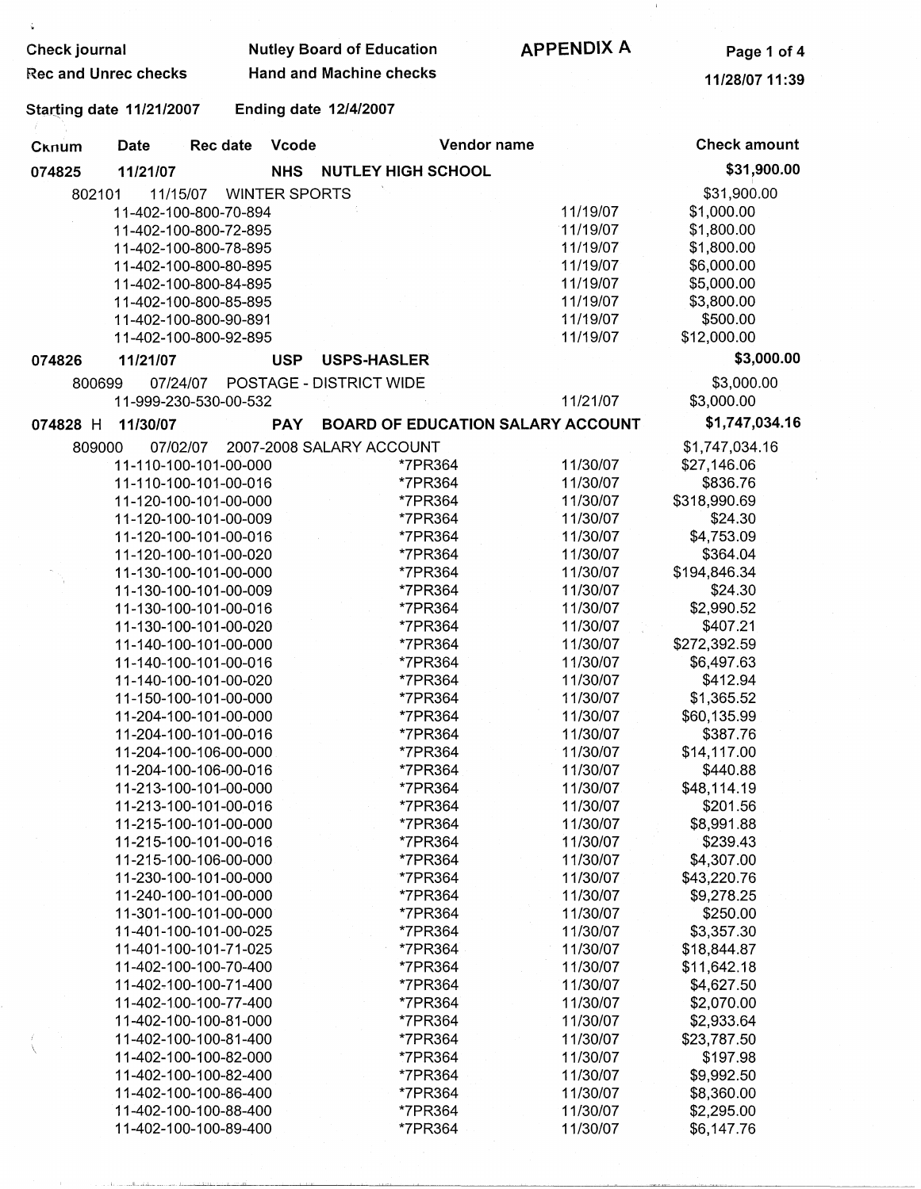Check journal | Nutley Board of Education | **APPENDIX A**

Rec and Unrec checks | Hand and Machine checks

Starting date 11/21/2007 Ending date 12/4/2007

| Cknum | Date | Rec date | Vcode | Vendor name | | | Check amount |
|---|---|---|---|---|---|---|---|
| **074825** | **11/21/07** | | **NHS** | **NUTLEY HIGH SCHOOL** | | | **$31,900.00** |
| 802101 | 11/15/07 | | | WINTER SPORTS | | | $31,900.00 |
| | 11-402-100-800-70-894 | | | | | 11/19/07 | $1,000.00 |
| | 11-402-100-800-72-895 | | | | | 11/19/07 | $1,800.00 |
| | 11-402-100-800-78-895 | | | | | 11/19/07 | $1,800.00 |
| | 11-402-100-800-80-895 | | | | | 11/19/07 | $6,000.00 |
| | 11-402-100-800-84-895 | | | | | 11/19/07 | $5,000.00 |
| | 11-402-100-800-85-895 | | | | | 11/19/07 | $3,800.00 |
| | 11-402-100-800-90-891 | | | | | 11/19/07 | $500.00 |
| | 11-402-100-800-92-895 | | | | | 11/19/07 | $12,000.00 |
| **074826** | **11/21/07** | | **USP** | **USPS-HASLER** | | | **$3,000.00** |
| 800699 | 07/24/07 | | | POSTAGE - DISTRICT WIDE | | | $3,000.00 |
| | 11-999-230-530-00-532 | | | | | 11/21/07 | $3,000.00 |
| **074828 H** | **11/30/07** | | **PAY** | **BOARD OF EDUCATION SALARY ACCOUNT** | | | **$1,747,034.16** |
| 809000 | 07/02/07 | | | 2007-2008 SALARY ACCOUNT | | | $1,747,034.16 |
| | 11-110-100-101-00-000 | | | | *7PR364 | 11/30/07 | $27,146.06 |
| | 11-110-100-101-00-016 | | | | *7PR364 | 11/30/07 | $836.76 |
| | 11-120-100-101-00-000 | | | | *7PR364 | 11/30/07 | $318,990.69 |
| | 11-120-100-101-00-009 | | | | *7PR364 | 11/30/07 | $24.30 |
| | 11-120-100-101-00-016 | | | | *7PR364 | 11/30/07 | $4,753.09 |
| | 11-120-100-101-00-020 | | | | *7PR364 | 11/30/07 | $364.04 |
| | 11-130-100-101-00-000 | | | | *7PR364 | 11/30/07 | $194,846.34 |
| | 11-130-100-101-00-009 | | | | *7PR364 | 11/30/07 | $24.30 |
| | 11-130-100-101-00-016 | | | | *7PR364 | 11/30/07 | $2,990.52 |
| | 11-130-100-101-00-020 | | | | *7PR364 | 11/30/07 | $407.21 |
| | 11-140-100-101-00-000 | | | | *7PR364 | 11/30/07 | $272,392.59 |
| | 11-140-100-101-00-016 | | | | *7PR364 | 11/30/07 | $6,497.63 |
| | 11-140-100-101-00-020 | | | | *7PR364 | 11/30/07 | $412.94 |
| | 11-150-100-101-00-000 | | | | *7PR364 | 11/30/07 | $1,365.52 |
| | 11-204-100-101-00-000 | | | | *7PR364 | 11/30/07 | $60,135.99 |
| | 11-204-100-101-00-016 | | | | *7PR364 | 11/30/07 | $387.76 |
| | 11-204-100-106-00-000 | | | | *7PR364 | 11/30/07 | $14,117.00 |
| | 11-204-100-106-00-016 | | | | *7PR364 | 11/30/07 | $440.88 |
| | 11-213-100-101-00-000 | | | | *7PR364 | 11/30/07 | $48,114.19 |
| | 11-213-100-101-00-016 | | | | *7PR364 | 11/30/07 | $201.56 |
| | 11-215-100-101-00-000 | | | | *7PR364 | 11/30/07 | $8,991.88 |
| | 11-215-100-101-00-016 | | | | *7PR364 | 11/30/07 | $239.43 |
| | 11-215-100-106-00-000 | | | | *7PR364 | 11/30/07 | $4,307.00 |
| | 11-230-100-101-00-000 | | | | *7PR364 | 11/30/07 | $43,220.76 |
| | 11-240-100-101-00-000 | | | | *7PR364 | 11/30/07 | $9,278.25 |
| | 11-301-100-101-00-000 | | | | *7PR364 | 11/30/07 | $250.00 |
| | 11-401-100-101-00-025 | | | | *7PR364 | 11/30/07 | $3,357.30 |
| | 11-401-100-101-71-025 | | | | *7PR364 | 11/30/07 | $18,844.87 |
| | 11-402-100-100-70-400 | | | | *7PR364 | 11/30/07 | $11,642.18 |
| | 11-402-100-100-71-400 | | | | *7PR364 | 11/30/07 | $4,627.50 |
| | 11-402-100-100-77-400 | | | | *7PR364 | 11/30/07 | $2,070.00 |
| | 11-402-100-100-81-000 | | | | *7PR364 | 11/30/07 | $2,933.64 |
| | 11-402-100-100-81-400 | | | | *7PR364 | 11/30/07 | $23,787.50 |
| | 11-402-100-100-82-000 | | | | *7PR364 | 11/30/07 | $197.98 |
| | 11-402-100-100-82-400 | | | | *7PR364 | 11/30/07 | $9,992.50 |
| | 11-402-100-100-86-400 | | | | *7PR364 | 11/30/07 | $8,360.00 |
| | 11-402-100-100-88-400 | | | | *7PR364 | 11/30/07 | $2,295.00 |
| | 11-402-100-100-89-400 | | | | *7PR364 | 11/30/07 | $6,147.76 |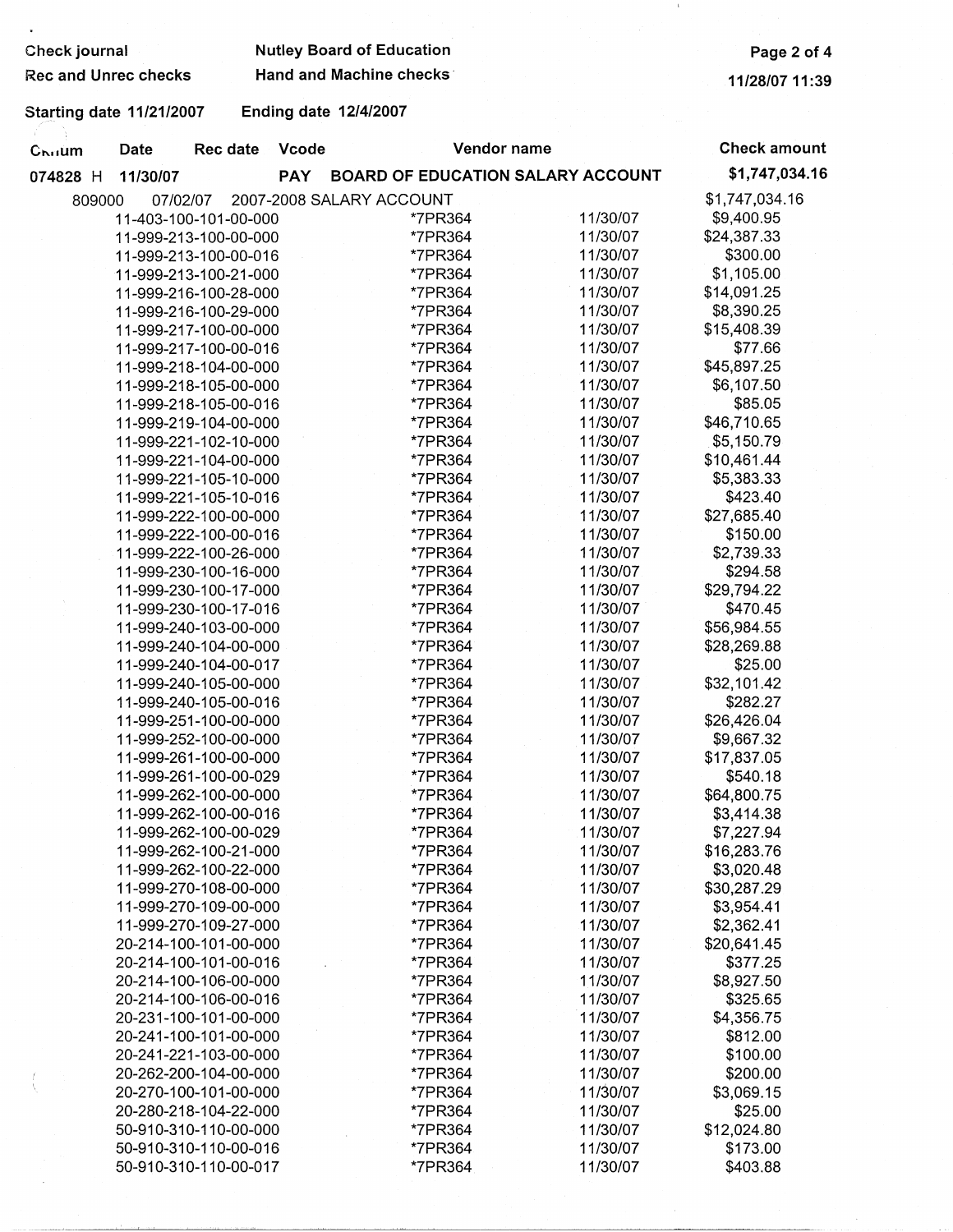Check journal — Nutley Board of Education

Rec and Unrec checks — Hand and Machine checks

Starting date 11/21/2007 — Ending date 12/4/2007

| Chnum | Date | Rec date | Vcode | Vendor name | | Check amount |
|---|---|---|---|---|---|---|
| 074828 H | 11/30/07 | | PAY | BOARD OF EDUCATION SALARY ACCOUNT | | $1,747,034.16 |
| 809000 | 07/02/07 | | | 2007-2008 SALARY ACCOUNT | | $1,747,034.16 |
| | 11-403-100-101-00-000 | | | *7PR364 | 11/30/07 | $9,400.95 |
| | 11-999-213-100-00-000 | | | *7PR364 | 11/30/07 | $24,387.33 |
| | 11-999-213-100-00-016 | | | *7PR364 | 11/30/07 | $300.00 |
| | 11-999-213-100-21-000 | | | *7PR364 | 11/30/07 | $1,105.00 |
| | 11-999-216-100-28-000 | | | *7PR364 | 11/30/07 | $14,091.25 |
| | 11-999-216-100-29-000 | | | *7PR364 | 11/30/07 | $8,390.25 |
| | 11-999-217-100-00-000 | | | *7PR364 | 11/30/07 | $15,408.39 |
| | 11-999-217-100-00-016 | | | *7PR364 | 11/30/07 | $77.66 |
| | 11-999-218-104-00-000 | | | *7PR364 | 11/30/07 | $45,897.25 |
| | 11-999-218-105-00-000 | | | *7PR364 | 11/30/07 | $6,107.50 |
| | 11-999-218-105-00-016 | | | *7PR364 | 11/30/07 | $85.05 |
| | 11-999-219-104-00-000 | | | *7PR364 | 11/30/07 | $46,710.65 |
| | 11-999-221-102-10-000 | | | *7PR364 | 11/30/07 | $5,150.79 |
| | 11-999-221-104-00-000 | | | *7PR364 | 11/30/07 | $10,461.44 |
| | 11-999-221-105-10-000 | | | *7PR364 | 11/30/07 | $5,383.33 |
| | 11-999-221-105-10-016 | | | *7PR364 | 11/30/07 | $423.40 |
| | 11-999-222-100-00-000 | | | *7PR364 | 11/30/07 | $27,685.40 |
| | 11-999-222-100-00-016 | | | *7PR364 | 11/30/07 | $150.00 |
| | 11-999-222-100-26-000 | | | *7PR364 | 11/30/07 | $2,739.33 |
| | 11-999-230-100-16-000 | | | *7PR364 | 11/30/07 | $294.58 |
| | 11-999-230-100-17-000 | | | *7PR364 | 11/30/07 | $29,794.22 |
| | 11-999-230-100-17-016 | | | *7PR364 | 11/30/07 | $470.45 |
| | 11-999-240-103-00-000 | | | *7PR364 | 11/30/07 | $56,984.55 |
| | 11-999-240-104-00-000 | | | *7PR364 | 11/30/07 | $28,269.88 |
| | 11-999-240-104-00-017 | | | *7PR364 | 11/30/07 | $25.00 |
| | 11-999-240-105-00-000 | | | *7PR364 | 11/30/07 | $32,101.42 |
| | 11-999-240-105-00-016 | | | *7PR364 | 11/30/07 | $282.27 |
| | 11-999-251-100-00-000 | | | *7PR364 | 11/30/07 | $26,426.04 |
| | 11-999-252-100-00-000 | | | *7PR364 | 11/30/07 | $9,667.32 |
| | 11-999-261-100-00-000 | | | *7PR364 | 11/30/07 | $17,837.05 |
| | 11-999-261-100-00-029 | | | *7PR364 | 11/30/07 | $540.18 |
| | 11-999-262-100-00-000 | | | *7PR364 | 11/30/07 | $64,800.75 |
| | 11-999-262-100-00-016 | | | *7PR364 | 11/30/07 | $3,414.38 |
| | 11-999-262-100-00-029 | | | *7PR364 | 11/30/07 | $7,227.94 |
| | 11-999-262-100-21-000 | | | *7PR364 | 11/30/07 | $16,283.76 |
| | 11-999-262-100-22-000 | | | *7PR364 | 11/30/07 | $3,020.48 |
| | 11-999-270-108-00-000 | | | *7PR364 | 11/30/07 | $30,287.29 |
| | 11-999-270-109-00-000 | | | *7PR364 | 11/30/07 | $3,954.41 |
| | 11-999-270-109-27-000 | | | *7PR364 | 11/30/07 | $2,362.41 |
| | 20-214-100-101-00-000 | | | *7PR364 | 11/30/07 | $20,641.45 |
| | 20-214-100-101-00-016 | | | *7PR364 | 11/30/07 | $377.25 |
| | 20-214-100-106-00-000 | | | *7PR364 | 11/30/07 | $8,927.50 |
| | 20-214-100-106-00-016 | | | *7PR364 | 11/30/07 | $325.65 |
| | 20-231-100-101-00-000 | | | *7PR364 | 11/30/07 | $4,356.75 |
| | 20-241-100-101-00-000 | | | *7PR364 | 11/30/07 | $812.00 |
| | 20-241-221-103-00-000 | | | *7PR364 | 11/30/07 | $100.00 |
| | 20-262-200-104-00-000 | | | *7PR364 | 11/30/07 | $200.00 |
| | 20-270-100-101-00-000 | | | *7PR364 | 11/30/07 | $3,069.15 |
| | 20-280-218-104-22-000 | | | *7PR364 | 11/30/07 | $25.00 |
| | 50-910-310-110-00-000 | | | *7PR364 | 11/30/07 | $12,024.80 |
| | 50-910-310-110-00-016 | | | *7PR364 | 11/30/07 | $173.00 |
| | 50-910-310-110-00-017 | | | *7PR364 | 11/30/07 | $403.88 |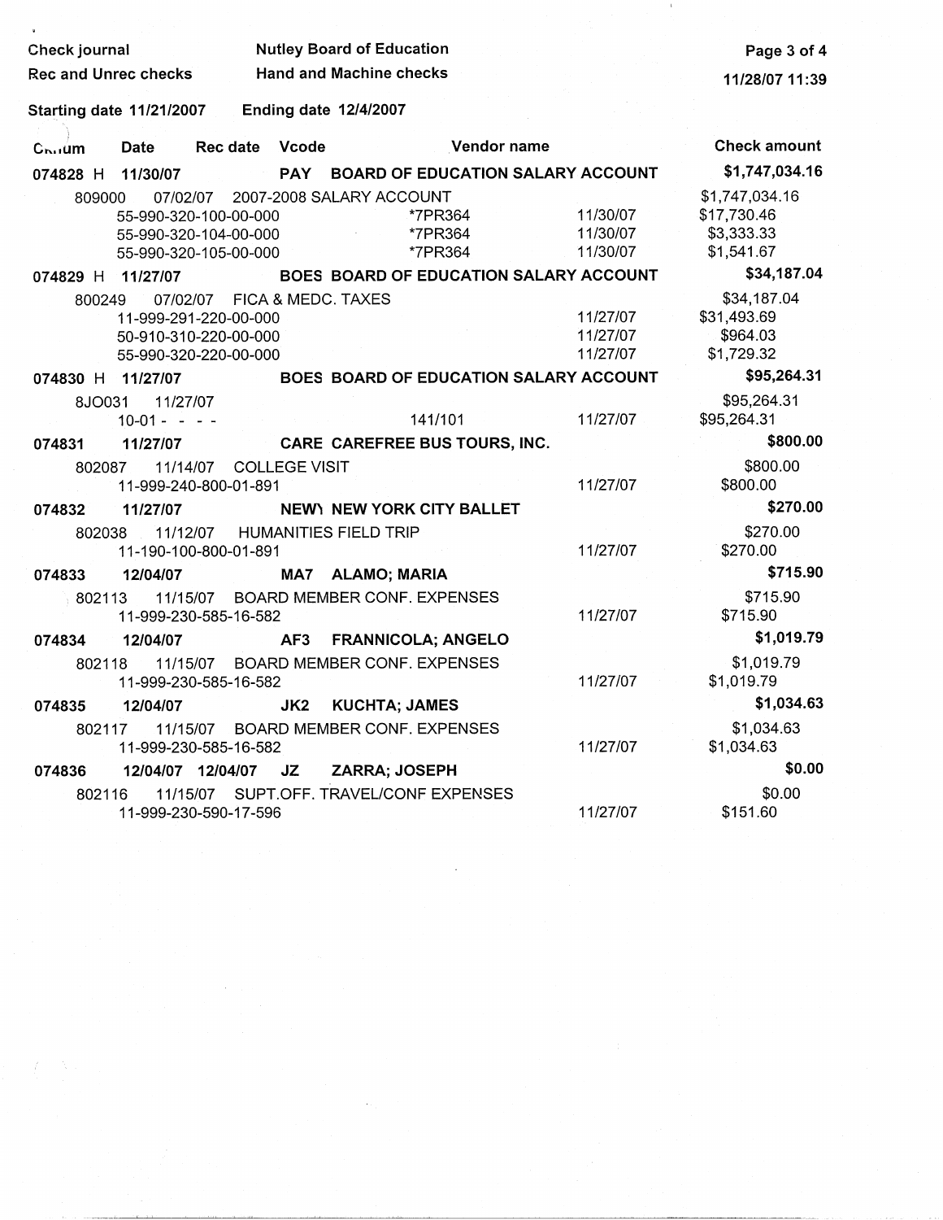Check journal | Nutley Board of Education

Rec and Unrec checks | Hand and Machine checks

11/28/07 11:39

Starting date 11/21/2007 Ending date 12/4/2007

| Chknum | Date | Rec date | Vcode | Vendor name | | Check amount |
|---|---|---|---|---|---|---|
| **074828 H** | **11/30/07** | | **PAY** | **BOARD OF EDUCATION SALARY ACCOUNT** | | **$1,747,034.16** |
| 809000 | 07/02/07 | 2007-2008 SALARY ACCOUNT | | | | $1,747,034.16 |
| | 55-990-320-100-00-000 | | | *7PR364 | 11/30/07 | $17,730.46 |
| | 55-990-320-104-00-000 | | | *7PR364 | 11/30/07 | $3,333.33 |
| | 55-990-320-105-00-000 | | | *7PR364 | 11/30/07 | $1,541.67 |
| **074829 H** | **11/27/07** | | **BOES** | **BOARD OF EDUCATION SALARY ACCOUNT** | | **$34,187.04** |
| 800249 | 07/02/07 | FICA & MEDC. TAXES | | | | $34,187.04 |
| | 11-999-291-220-00-000 | | | | 11/27/07 | $31,493.69 |
| | 50-910-310-220-00-000 | | | | 11/27/07 | $964.03 |
| | 55-990-320-220-00-000 | | | | 11/27/07 | $1,729.32 |
| **074830 H** | **11/27/07** | | **BOES** | **BOARD OF EDUCATION SALARY ACCOUNT** | | **$95,264.31** |
| 8JO031 | 11/27/07 | | | | | $95,264.31 |
| | 10-01 - - - - | | | 141/101 | 11/27/07 | $95,264.31 |
| **074831** | **11/27/07** | | **CARE** | **CAREFREE BUS TOURS, INC.** | | **$800.00** |
| 802087 | 11/14/07 | COLLEGE VISIT | | | | $800.00 |
| | 11-999-240-800-01-891 | | | | 11/27/07 | $800.00 |
| **074832** | **11/27/07** | | **NEWY** | **NEW YORK CITY BALLET** | | **$270.00** |
| 802038 | 11/12/07 | HUMANITIES FIELD TRIP | | | | $270.00 |
| | 11-190-100-800-01-891 | | | | 11/27/07 | $270.00 |
| **074833** | **12/04/07** | | **MA7** | **ALAMO; MARIA** | | **$715.90** |
| 802113 | 11/15/07 | BOARD MEMBER CONF. EXPENSES | | | | $715.90 |
| | 11-999-230-585-16-582 | | | | 11/27/07 | $715.90 |
| **074834** | **12/04/07** | | **AF3** | **FRANNICOLA; ANGELO** | | **$1,019.79** |
| 802118 | 11/15/07 | BOARD MEMBER CONF. EXPENSES | | | | $1,019.79 |
| | 11-999-230-585-16-582 | | | | 11/27/07 | $1,019.79 |
| **074835** | **12/04/07** | | **JK2** | **KUCHTA; JAMES** | | **$1,034.63** |
| 802117 | 11/15/07 | BOARD MEMBER CONF. EXPENSES | | | | $1,034.63 |
| | 11-999-230-585-16-582 | | | | 11/27/07 | $1,034.63 |
| **074836** | **12/04/07** | **12/04/07** | **JZ** | **ZARRA; JOSEPH** | | **$0.00** |
| 802116 | 11/15/07 | SUPT.OFF. TRAVEL/CONF EXPENSES | | | | $0.00 |
| | 11-999-230-590-17-596 | | | | 11/27/07 | $151.60 |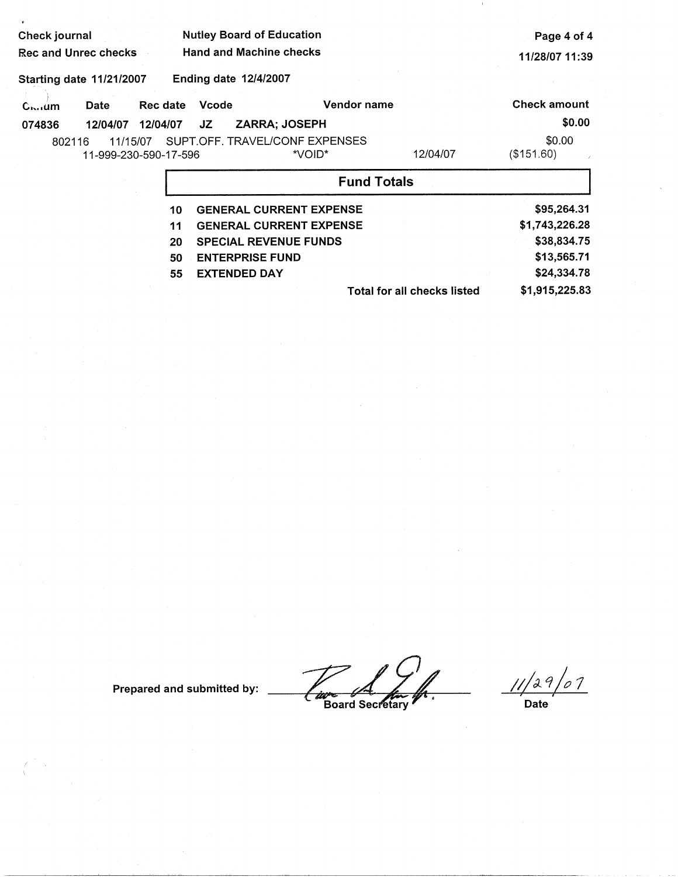Check journal
Rec and Unrec checks

Nutley Board of Education
Hand and Machine checks

11/28/07 11:39

Starting date 11/21/2007 Ending date 12/4/2007

| Chknum | Date | Rec date | Vcode | Vendor name | | Check amount |
|---|---|---|---|---|---|---|
| 074836 | 12/04/07 | 12/04/07 | JZ | ZARRA; JOSEPH | | $0.00 |
| 802116 | 11/15/07 | | | SUPT.OFF. TRAVEL/CONF EXPENSES | | $0.00 |
| 11-999-230-590-17-596 | | | | *VOID* | 12/04/07 | ($151.60) |

## Fund Totals

| | | |
|---|---|---|
| 10 | GENERAL CURRENT EXPENSE | $95,264.31 |
| 11 | GENERAL CURRENT EXPENSE | $1,743,226.28 |
| 20 | SPECIAL REVENUE FUNDS | $38,834.75 |
| 50 | ENTERPRISE FUND | $13,565.71 |
| 55 | EXTENDED DAY | $24,334.78 |
| | Total for all checks listed | $1,915,225.83 |

Prepared and submitted by: [signature] Board Secretary

11/29/07
Date